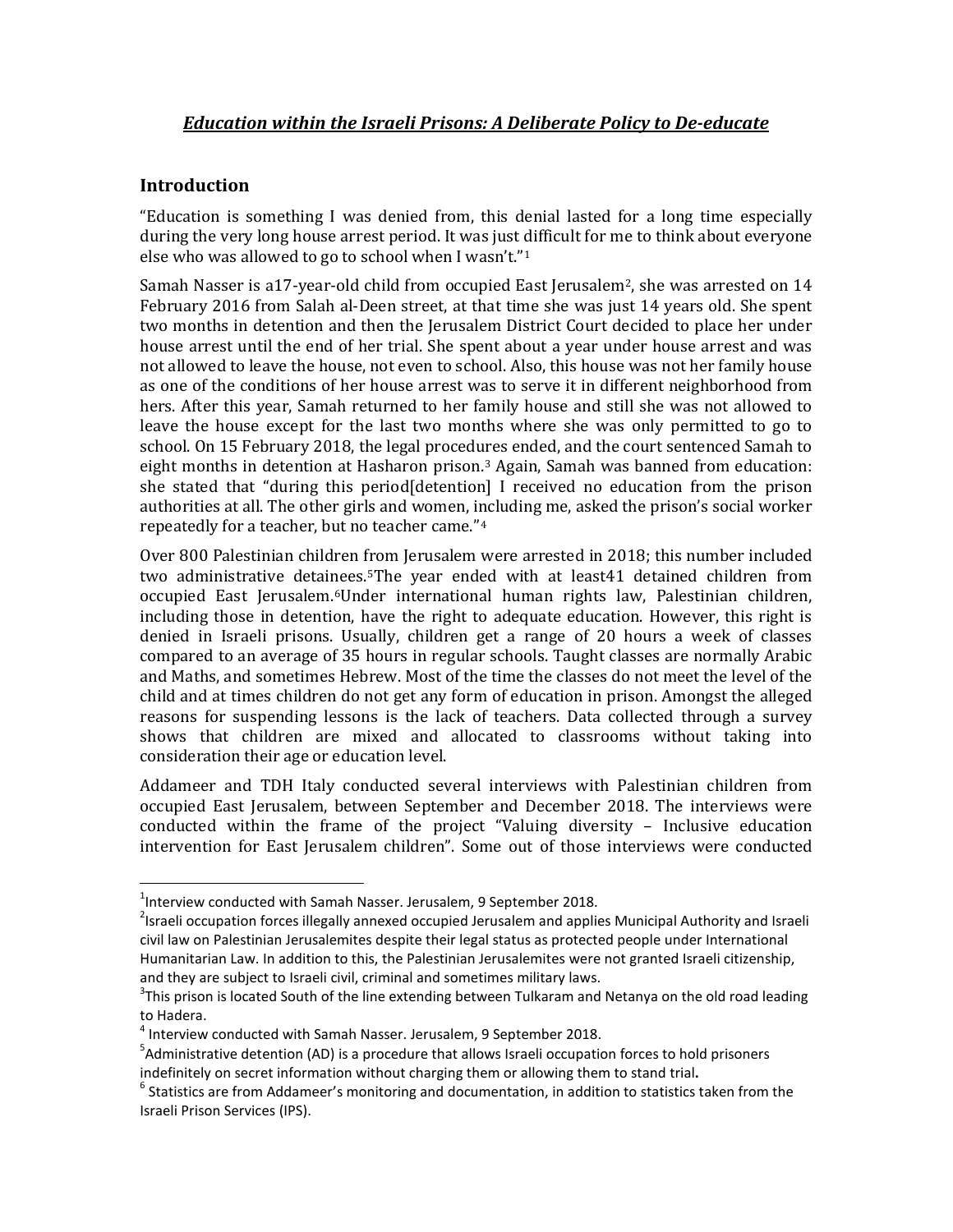# *Education within the Israeli Prisons: A Deliberate Policy to De-educate*

## Introduction

"Education is something I was denied from, this denial lasted for a long time especially during the very long house arrest period. It was just difficult for me to think about everyone else who was allowed to go to school when I wasn't."[1]

Samah Nasser is a17-year-old child from occupied East Jerusalem[2], she was arrested on 14 February 2016 from Salah al-Deen street, at that time she was just 14 years old. She spent two months in detention and then the Jerusalem District Court decided to place her under house arrest until the end of her trial. She spent about a year under house arrest and was not allowed to leave the house, not even to school. Also, this house was not her family house as one of the conditions of her house arrest was to serve it in different neighborhood from hers. After this year, Samah returned to her family house and still she was not allowed to leave the house except for the last two months where she was only permitted to go to school. On 15 February 2018, the legal procedures ended, and the court sentenced Samah to eight months in detention at Hasharon prison.[3] Again, Samah was banned from education: she stated that "during this period[detention] I received no education from the prison authorities at all. The other girls and women, including me, asked the prison's social worker repeatedly for a teacher, but no teacher came."[4]

Over 800 Palestinian children from Jerusalem were arrested in 2018; this number included two administrative detainees.[5]The year ended with at least41 detained children from occupied East Jerusalem.[6]Under international human rights law, Palestinian children, including those in detention, have the right to adequate education. However, this right is denied in Israeli prisons. Usually, children get a range of 20 hours a week of classes compared to an average of 35 hours in regular schools. Taught classes are normally Arabic and Maths, and sometimes Hebrew. Most of the time the classes do not meet the level of the child and at times children do not get any form of education in prison. Amongst the alleged reasons for suspending lessons is the lack of teachers. Data collected through a survey shows that children are mixed and allocated to classrooms without taking into consideration their age or education level.

Addameer and TDH Italy conducted several interviews with Palestinian children from occupied East Jerusalem, between September and December 2018. The interviews were conducted within the frame of the project "Valuing diversity – Inclusive education intervention for East Jerusalem children". Some out of those interviews were conducted

---

[1] Interview conducted with Samah Nasser. Jerusalem, 9 September 2018.

[2] Israeli occupation forces illegally annexed occupied Jerusalem and applies Municipal Authority and Israeli civil law on Palestinian Jerusalemites despite their legal status as protected people under International Humanitarian Law. In addition to this, the Palestinian Jerusalemites were not granted Israeli citizenship, and they are subject to Israeli civil, criminal and sometimes military laws.

[3] This prison is located South of the line extending between Tulkaram and Netanya on the old road leading to Hadera.

[4] Interview conducted with Samah Nasser. Jerusalem, 9 September 2018.

[5] Administrative detention (AD) is a procedure that allows Israeli occupation forces to hold prisoners indefinitely on secret information without charging them or allowing them to stand trial**.**

[6] Statistics are from Addameer's monitoring and documentation, in addition to statistics taken from the Israeli Prison Services (IPS).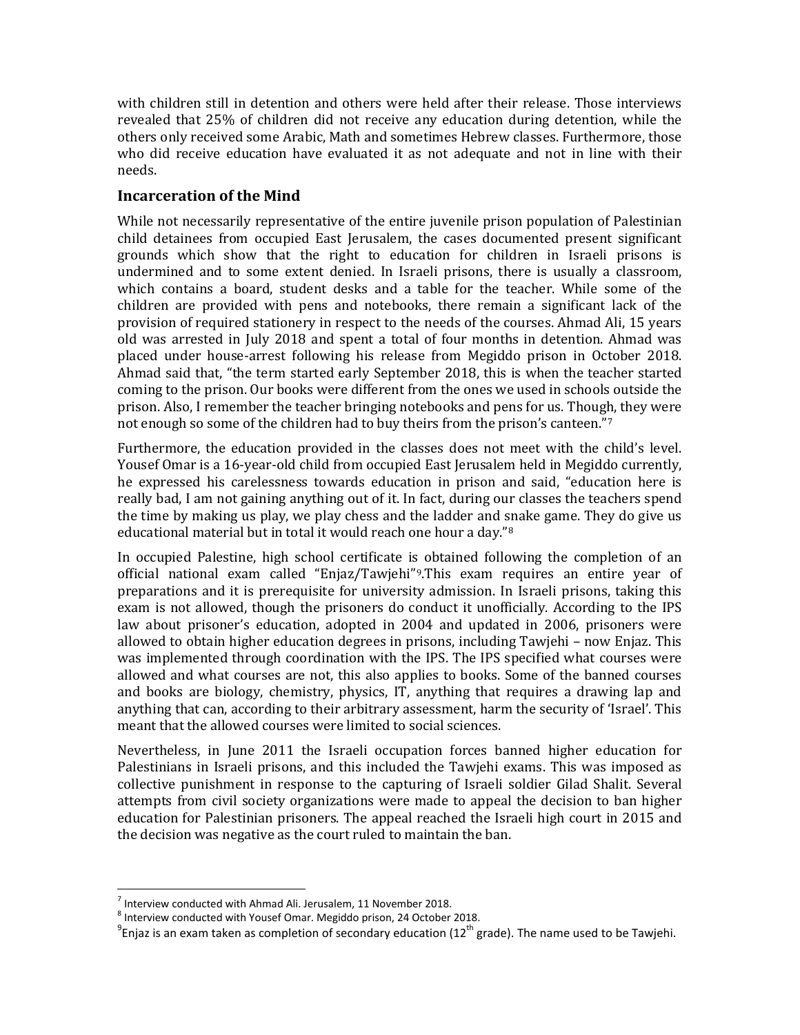with children still in detention and others were held after their release. Those interviews revealed that 25% of children did not receive any education during detention, while the others only received some Arabic, Math and sometimes Hebrew classes. Furthermore, those who did receive education have evaluated it as not adequate and not in line with their needs.

## Incarceration of the Mind

While not necessarily representative of the entire juvenile prison population of Palestinian child detainees from occupied East Jerusalem, the cases documented present significant grounds which show that the right to education for children in Israeli prisons is undermined and to some extent denied. In Israeli prisons, there is usually a classroom, which contains a board, student desks and a table for the teacher. While some of the children are provided with pens and notebooks, there remain a significant lack of the provision of required stationery in respect to the needs of the courses. Ahmad Ali, 15 years old was arrested in July 2018 and spent a total of four months in detention. Ahmad was placed under house-arrest following his release from Megiddo prison in October 2018. Ahmad said that, "the term started early September 2018, this is when the teacher started coming to the prison. Our books were different from the ones we used in schools outside the prison. Also, I remember the teacher bringing notebooks and pens for us. Though, they were not enough so some of the children had to buy theirs from the prison's canteen."[7]

Furthermore, the education provided in the classes does not meet with the child's level. Yousef Omar is a 16-year-old child from occupied East Jerusalem held in Megiddo currently, he expressed his carelessness towards education in prison and said, "education here is really bad, I am not gaining anything out of it. In fact, during our classes the teachers spend the time by making us play, we play chess and the ladder and snake game. They do give us educational material but in total it would reach one hour a day."[8]

In occupied Palestine, high school certificate is obtained following the completion of an official national exam called "Enjaz/Tawjehi"[9].This exam requires an entire year of preparations and it is prerequisite for university admission. In Israeli prisons, taking this exam is not allowed, though the prisoners do conduct it unofficially. According to the IPS law about prisoner's education, adopted in 2004 and updated in 2006, prisoners were allowed to obtain higher education degrees in prisons, including Tawjehi – now Enjaz. This was implemented through coordination with the IPS. The IPS specified what courses were allowed and what courses are not, this also applies to books. Some of the banned courses and books are biology, chemistry, physics, IT, anything that requires a drawing lap and anything that can, according to their arbitrary assessment, harm the security of 'Israel'. This meant that the allowed courses were limited to social sciences.

Nevertheless, in June 2011 the Israeli occupation forces banned higher education for Palestinians in Israeli prisons, and this included the Tawjehi exams. This was imposed as collective punishment in response to the capturing of Israeli soldier Gilad Shalit. Several attempts from civil society organizations were made to appeal the decision to ban higher education for Palestinian prisoners. The appeal reached the Israeli high court in 2015 and the decision was negative as the court ruled to maintain the ban.

---

[7] Interview conducted with Ahmad Ali. Jerusalem, 11 November 2018.

[8] Interview conducted with Yousef Omar. Megiddo prison, 24 October 2018.

[9] Enjaz is an exam taken as completion of secondary education (12th grade). The name used to be Tawjehi.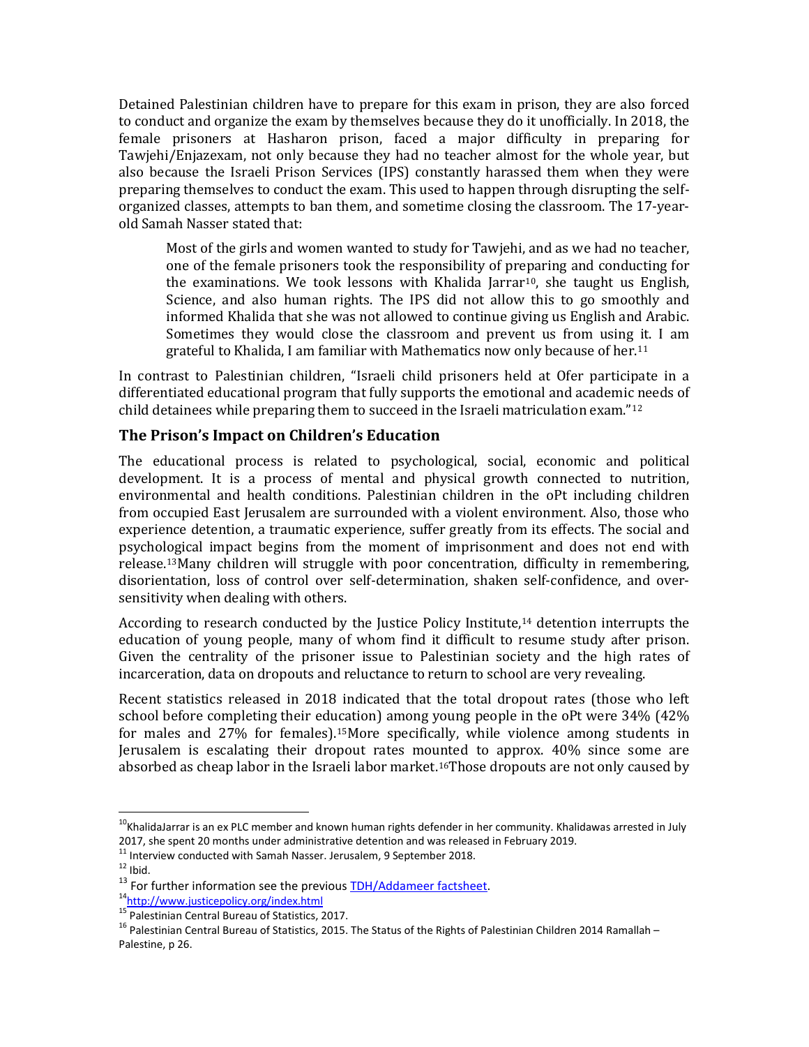Detained Palestinian children have to prepare for this exam in prison, they are also forced to conduct and organize the exam by themselves because they do it unofficially. In 2018, the female prisoners at Hasharon prison, faced a major difficulty in preparing for Tawjehi/Enjazexam, not only because they had no teacher almost for the whole year, but also because the Israeli Prison Services (IPS) constantly harassed them when they were preparing themselves to conduct the exam. This used to happen through disrupting the self-organized classes, attempts to ban them, and sometime closing the classroom. The 17-year-old Samah Nasser stated that:

> Most of the girls and women wanted to study for Tawjehi, and as we had no teacher, one of the female prisoners took the responsibility of preparing and conducting for the examinations. We took lessons with Khalida Jarrar[10], she taught us English, Science, and also human rights. The IPS did not allow this to go smoothly and informed Khalida that she was not allowed to continue giving us English and Arabic. Sometimes they would close the classroom and prevent us from using it. I am grateful to Khalida, I am familiar with Mathematics now only because of her.[11]

In contrast to Palestinian children, "Israeli child prisoners held at Ofer participate in a differentiated educational program that fully supports the emotional and academic needs of child detainees while preparing them to succeed in the Israeli matriculation exam."[12]

## The Prison's Impact on Children's Education

The educational process is related to psychological, social, economic and political development. It is a process of mental and physical growth connected to nutrition, environmental and health conditions. Palestinian children in the oPt including children from occupied East Jerusalem are surrounded with a violent environment. Also, those who experience detention, a traumatic experience, suffer greatly from its effects. The social and psychological impact begins from the moment of imprisonment and does not end with release.[13]Many children will struggle with poor concentration, difficulty in remembering, disorientation, loss of control over self-determination, shaken self-confidence, and over-sensitivity when dealing with others.

According to research conducted by the Justice Policy Institute,[14] detention interrupts the education of young people, many of whom find it difficult to resume study after prison. Given the centrality of the prisoner issue to Palestinian society and the high rates of incarceration, data on dropouts and reluctance to return to school are very revealing.

Recent statistics released in 2018 indicated that the total dropout rates (those who left school before completing their education) among young people in the oPt were 34% (42% for males and 27% for females).[15]More specifically, while violence among students in Jerusalem is escalating their dropout rates mounted to approx. 40% since some are absorbed as cheap labor in the Israeli labor market.[16]Those dropouts are not only caused by

---

[10] KhalidaJarrar is an ex PLC member and known human rights defender in her community. Khalidawas arrested in July 2017, she spent 20 months under administrative detention and was released in February 2019.

[11] Interview conducted with Samah Nasser. Jerusalem, 9 September 2018.

[12] Ibid.

[13] For further information see the previous TDH/Addameer factsheet.

[14] http://www.justicepolicy.org/index.html

[15] Palestinian Central Bureau of Statistics, 2017.

[16] Palestinian Central Bureau of Statistics, 2015. The Status of the Rights of Palestinian Children 2014 Ramallah – Palestine, p 26.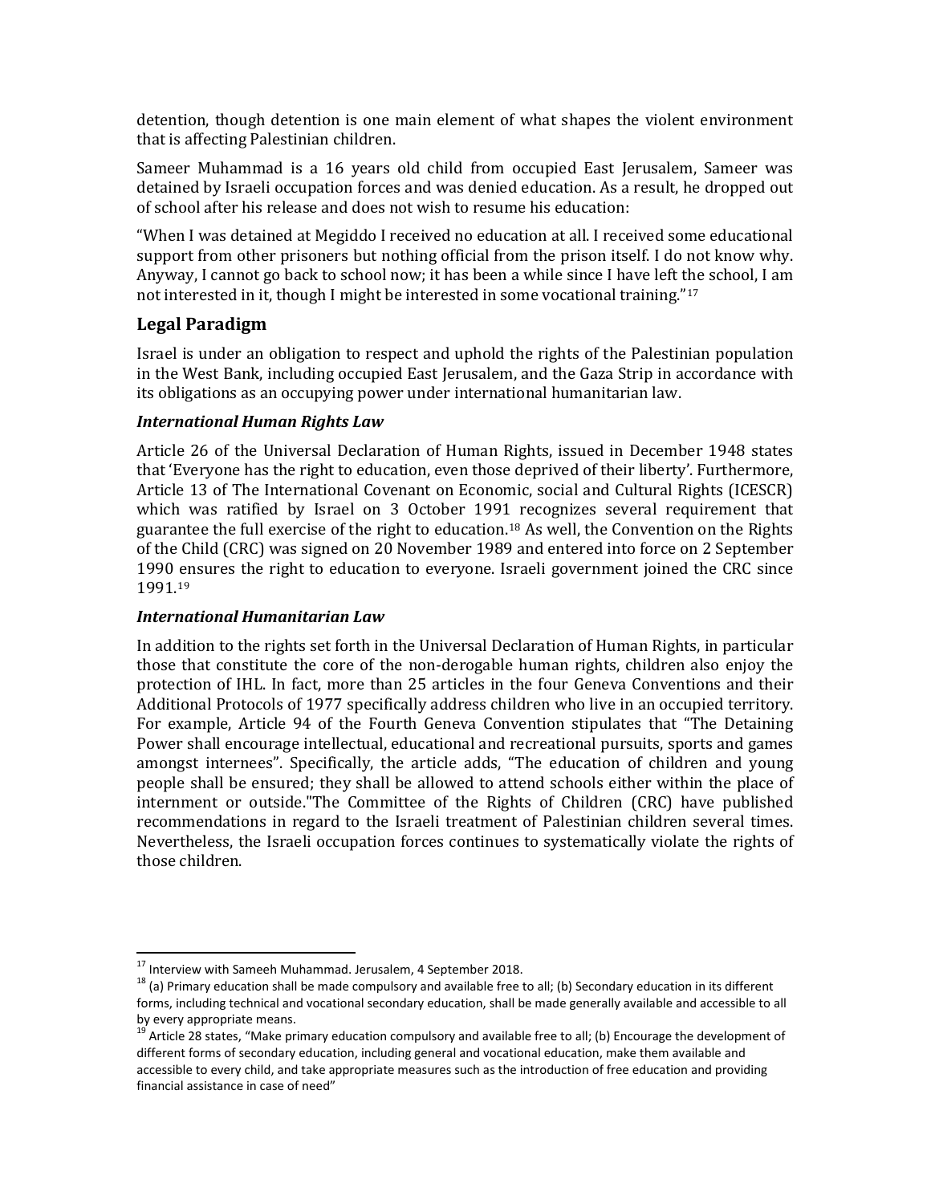detention, though detention is one main element of what shapes the violent environment that is affecting Palestinian children.

Sameer Muhammad is a 16 years old child from occupied East Jerusalem, Sameer was detained by Israeli occupation forces and was denied education. As a result, he dropped out of school after his release and does not wish to resume his education:

"When I was detained at Megiddo I received no education at all. I received some educational support from other prisoners but nothing official from the prison itself. I do not know why. Anyway, I cannot go back to school now; it has been a while since I have left the school, I am not interested in it, though I might be interested in some vocational training."[17]

## Legal Paradigm

Israel is under an obligation to respect and uphold the rights of the Palestinian population in the West Bank, including occupied East Jerusalem, and the Gaza Strip in accordance with its obligations as an occupying power under international humanitarian law.

### *International Human Rights Law*

Article 26 of the Universal Declaration of Human Rights, issued in December 1948 states that 'Everyone has the right to education, even those deprived of their liberty'. Furthermore, Article 13 of The International Covenant on Economic, social and Cultural Rights (ICESCR) which was ratified by Israel on 3 October 1991 recognizes several requirement that guarantee the full exercise of the right to education.[18] As well, the Convention on the Rights of the Child (CRC) was signed on 20 November 1989 and entered into force on 2 September 1990 ensures the right to education to everyone. Israeli government joined the CRC since 1991.[19]

### *International Humanitarian Law*

In addition to the rights set forth in the Universal Declaration of Human Rights, in particular those that constitute the core of the non-derogable human rights, children also enjoy the protection of IHL. In fact, more than 25 articles in the four Geneva Conventions and their Additional Protocols of 1977 specifically address children who live in an occupied territory. For example, Article 94 of the Fourth Geneva Convention stipulates that "The Detaining Power shall encourage intellectual, educational and recreational pursuits, sports and games amongst internees". Specifically, the article adds, "The education of children and young people shall be ensured; they shall be allowed to attend schools either within the place of internment or outside."The Committee of the Rights of Children (CRC) have published recommendations in regard to the Israeli treatment of Palestinian children several times. Nevertheless, the Israeli occupation forces continues to systematically violate the rights of those children.

---

[17] Interview with Sameeh Muhammad. Jerusalem, 4 September 2018.

[18] (a) Primary education shall be made compulsory and available free to all; (b) Secondary education in its different forms, including technical and vocational secondary education, shall be made generally available and accessible to all by every appropriate means.

[19] Article 28 states, "Make primary education compulsory and available free to all; (b) Encourage the development of different forms of secondary education, including general and vocational education, make them available and accessible to every child, and take appropriate measures such as the introduction of free education and providing financial assistance in case of need"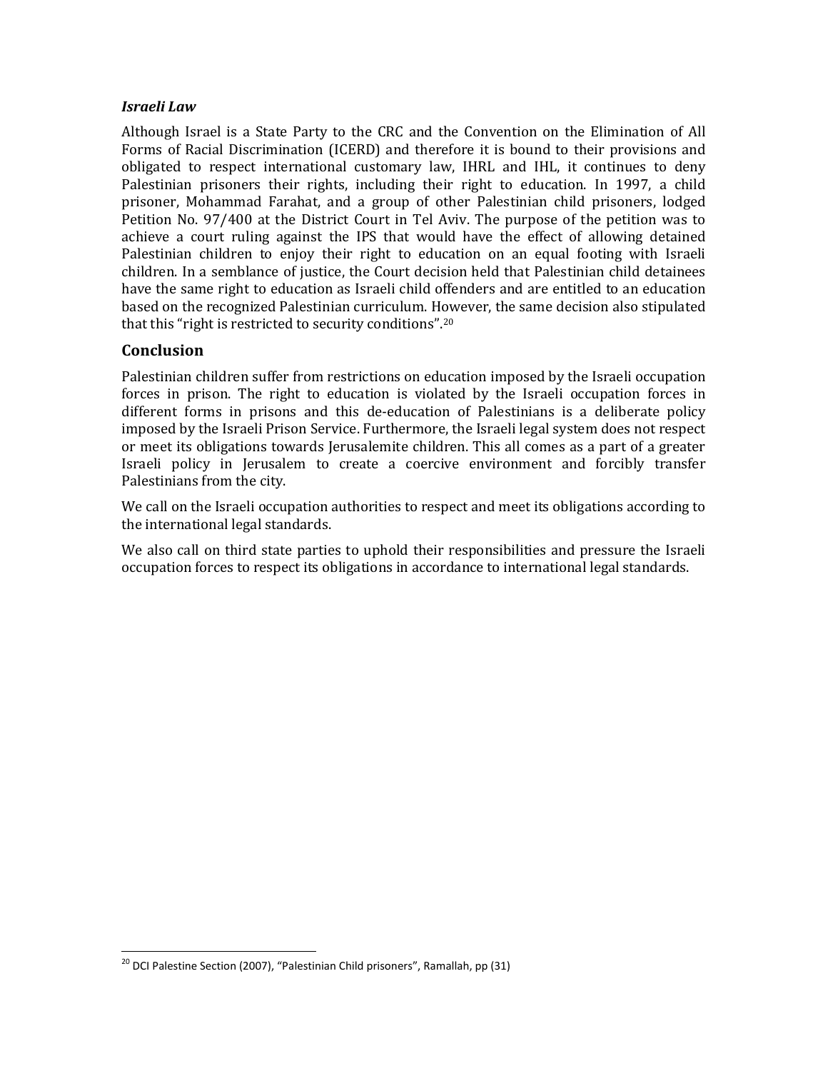### *Israeli Law*

Although Israel is a State Party to the CRC and the Convention on the Elimination of All Forms of Racial Discrimination (ICERD) and therefore it is bound to their provisions and obligated to respect international customary law, IHRL and IHL, it continues to deny Palestinian prisoners their rights, including their right to education. In 1997, a child prisoner, Mohammad Farahat, and a group of other Palestinian child prisoners, lodged Petition No. 97/400 at the District Court in Tel Aviv. The purpose of the petition was to achieve a court ruling against the IPS that would have the effect of allowing detained Palestinian children to enjoy their right to education on an equal footing with Israeli children. In a semblance of justice, the Court decision held that Palestinian child detainees have the same right to education as Israeli child offenders and are entitled to an education based on the recognized Palestinian curriculum. However, the same decision also stipulated that this "right is restricted to security conditions".[20]

## Conclusion

Palestinian children suffer from restrictions on education imposed by the Israeli occupation forces in prison. The right to education is violated by the Israeli occupation forces in different forms in prisons and this de-education of Palestinians is a deliberate policy imposed by the Israeli Prison Service. Furthermore, the Israeli legal system does not respect or meet its obligations towards Jerusalemite children. This all comes as a part of a greater Israeli policy in Jerusalem to create a coercive environment and forcibly transfer Palestinians from the city.

We call on the Israeli occupation authorities to respect and meet its obligations according to the international legal standards.

We also call on third state parties to uphold their responsibilities and pressure the Israeli occupation forces to respect its obligations in accordance to international legal standards.

---

[20] DCI Palestine Section (2007), "Palestinian Child prisoners", Ramallah, pp (31)